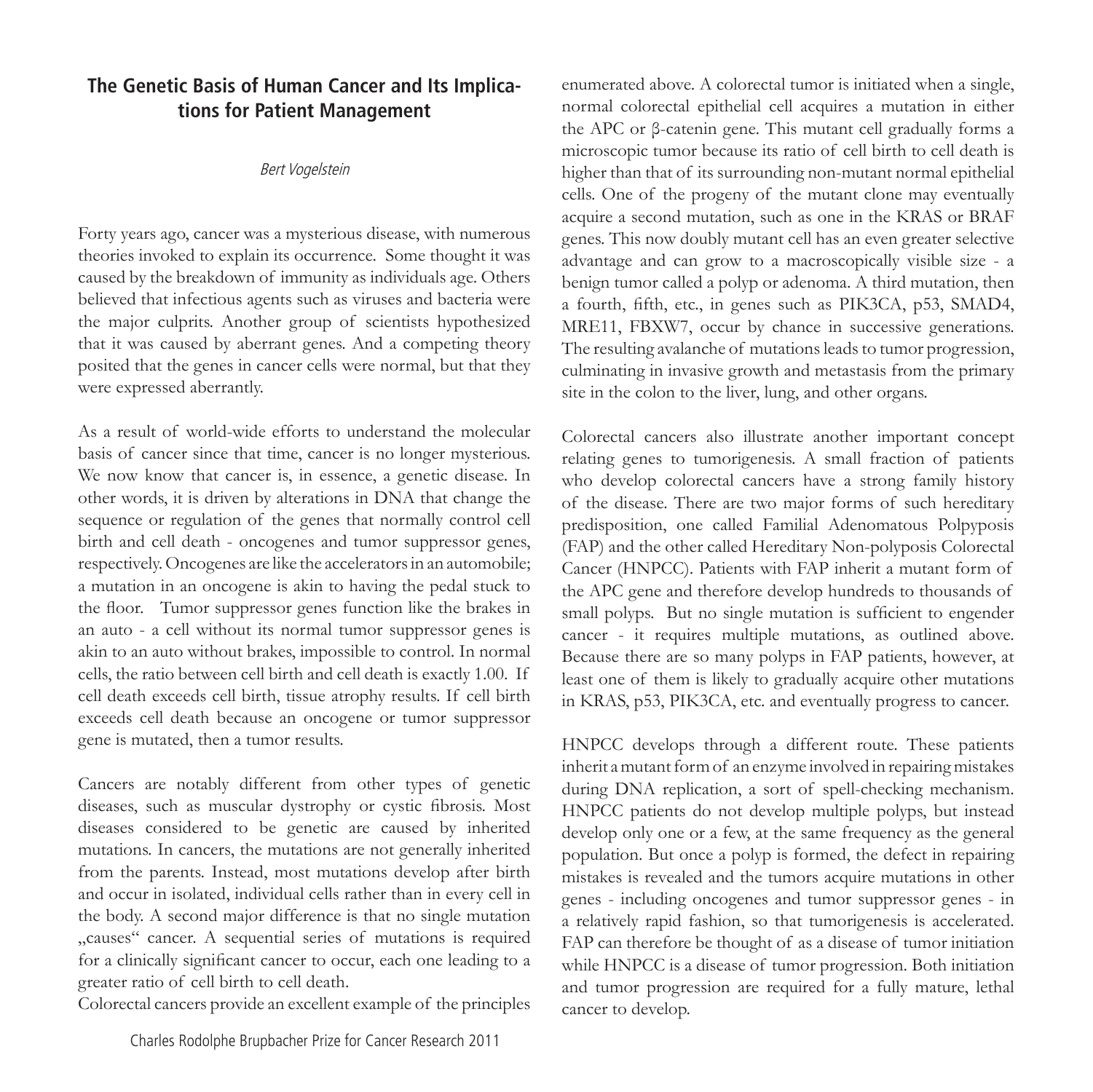# The Genetic Basis of Human Cancer and Its Implications for Patient Management

*Bert Vogelstein*

Forty years ago, cancer was a mysterious disease, with numerous theories invoked to explain its occurrence. Some thought it was caused by the breakdown of immunity as individuals age. Others believed that infectious agents such as viruses and bacteria were the major culprits. Another group of scientists hypothesized that it was caused by aberrant genes. And a competing theory posited that the genes in cancer cells were normal, but that they were expressed aberrantly.

As a result of world-wide efforts to understand the molecular basis of cancer since that time, cancer is no longer mysterious. We now know that cancer is, in essence, a genetic disease. In other words, it is driven by alterations in DNA that change the sequence or regulation of the genes that normally control cell birth and cell death - oncogenes and tumor suppressor genes, respectively. Oncogenes are like the accelerators in an automobile; a mutation in an oncogene is akin to having the pedal stuck to the floor. Tumor suppressor genes function like the brakes in an auto - a cell without its normal tumor suppressor genes is akin to an auto without brakes, impossible to control. In normal cells, the ratio between cell birth and cell death is exactly 1.00. If cell death exceeds cell birth, tissue atrophy results. If cell birth exceeds cell death because an oncogene or tumor suppressor gene is mutated, then a tumor results.

Cancers are notably different from other types of genetic diseases, such as muscular dystrophy or cystic fibrosis. Most diseases considered to be genetic are caused by inherited mutations. In cancers, the mutations are not generally inherited from the parents. Instead, most mutations develop after birth and occur in isolated, individual cells rather than in every cell in the body. A second major difference is that no single mutation „causes" cancer. A sequential series of mutations is required for a clinically significant cancer to occur, each one leading to a greater ratio of cell birth to cell death.

Colorectal cancers provide an excellent example of the principles enumerated above. A colorectal tumor is initiated when a single, normal colorectal epithelial cell acquires a mutation in either the APC or β-catenin gene. This mutant cell gradually forms a microscopic tumor because its ratio of cell birth to cell death is higher than that of its surrounding non-mutant normal epithelial cells. One of the progeny of the mutant clone may eventually acquire a second mutation, such as one in the KRAS or BRAF genes. This now doubly mutant cell has an even greater selective advantage and can grow to a macroscopically visible size - a benign tumor called a polyp or adenoma. A third mutation, then a fourth, fifth, etc., in genes such as PIK3CA, p53, SMAD4, MRE11, FBXW7, occur by chance in successive generations. The resulting avalanche of mutations leads to tumor progression, culminating in invasive growth and metastasis from the primary site in the colon to the liver, lung, and other organs.

Colorectal cancers also illustrate another important concept relating genes to tumorigenesis. A small fraction of patients who develop colorectal cancers have a strong family history of the disease. There are two major forms of such hereditary predisposition, one called Familial Adenomatous Polpyposis (FAP) and the other called Hereditary Non-polyposis Colorectal Cancer (HNPCC). Patients with FAP inherit a mutant form of the APC gene and therefore develop hundreds to thousands of small polyps. But no single mutation is sufficient to engender cancer - it requires multiple mutations, as outlined above. Because there are so many polyps in FAP patients, however, at least one of them is likely to gradually acquire other mutations in KRAS, p53, PIK3CA, etc. and eventually progress to cancer.

HNPCC develops through a different route. These patients inherit a mutant form of an enzyme involved in repairing mistakes during DNA replication, a sort of spell-checking mechanism. HNPCC patients do not develop multiple polyps, but instead develop only one or a few, at the same frequency as the general population. But once a polyp is formed, the defect in repairing mistakes is revealed and the tumors acquire mutations in other genes - including oncogenes and tumor suppressor genes - in a relatively rapid fashion, so that tumorigenesis is accelerated. FAP can therefore be thought of as a disease of tumor initiation while HNPCC is a disease of tumor progression. Both initiation and tumor progression are required for a fully mature, lethal cancer to develop.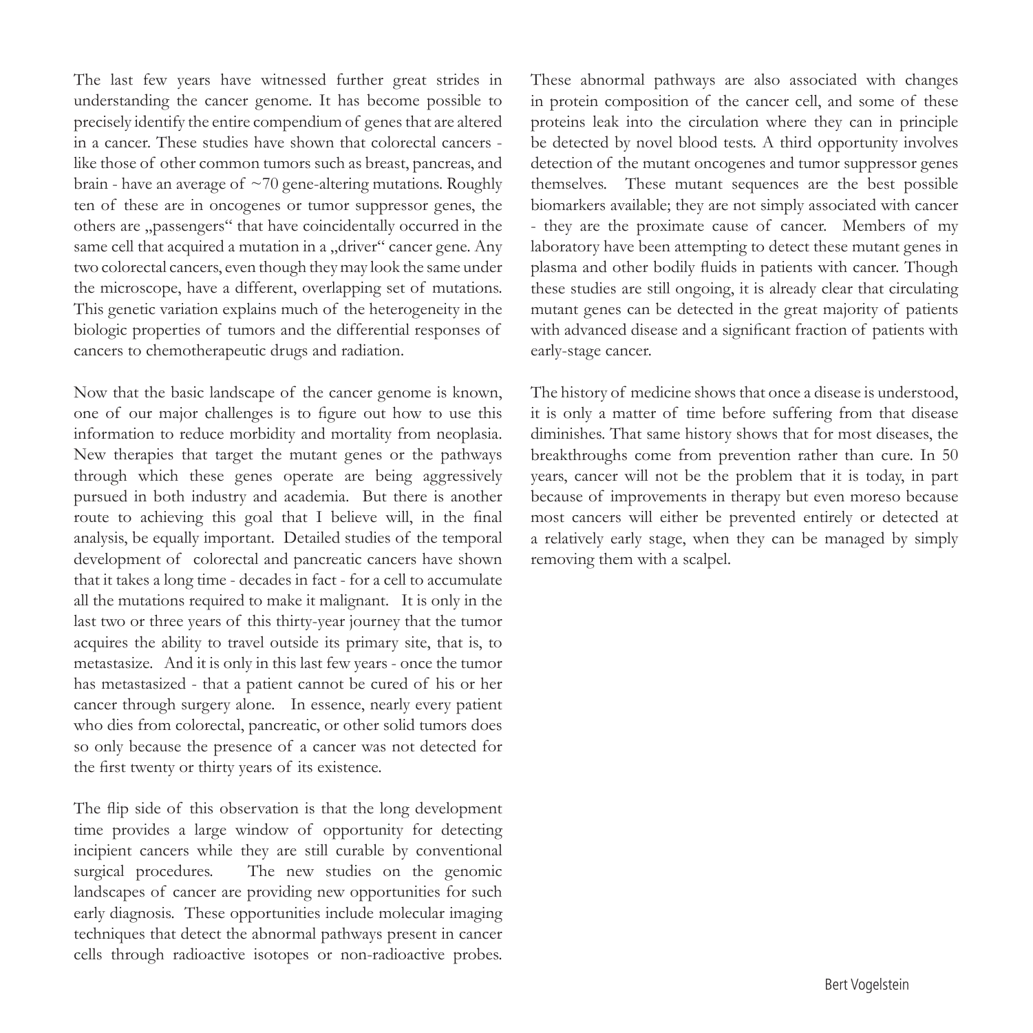The last few years have witnessed further great strides in understanding the cancer genome. It has become possible to precisely identify the entire compendium of genes that are altered in a cancer. These studies have shown that colorectal cancers - like those of other common tumors such as breast, pancreas, and brain - have an average of ~70 gene-altering mutations. Roughly ten of these are in oncogenes or tumor suppressor genes, the others are „passengers" that have coincidentally occurred in the same cell that acquired a mutation in a „driver" cancer gene. Any two colorectal cancers, even though they may look the same under the microscope, have a different, overlapping set of mutations. This genetic variation explains much of the heterogeneity in the biologic properties of tumors and the differential responses of cancers to chemotherapeutic drugs and radiation.

Now that the basic landscape of the cancer genome is known, one of our major challenges is to figure out how to use this information to reduce morbidity and mortality from neoplasia. New therapies that target the mutant genes or the pathways through which these genes operate are being aggressively pursued in both industry and academia. But there is another route to achieving this goal that I believe will, in the final analysis, be equally important. Detailed studies of the temporal development of colorectal and pancreatic cancers have shown that it takes a long time - decades in fact - for a cell to accumulate all the mutations required to make it malignant. It is only in the last two or three years of this thirty-year journey that the tumor acquires the ability to travel outside its primary site, that is, to metastasize. And it is only in this last few years - once the tumor has metastasized - that a patient cannot be cured of his or her cancer through surgery alone. In essence, nearly every patient who dies from colorectal, pancreatic, or other solid tumors does so only because the presence of a cancer was not detected for the first twenty or thirty years of its existence.

The flip side of this observation is that the long development time provides a large window of opportunity for detecting incipient cancers while they are still curable by conventional surgical procedures. The new studies on the genomic landscapes of cancer are providing new opportunities for such early diagnosis. These opportunities include molecular imaging techniques that detect the abnormal pathways present in cancer cells through radioactive isotopes or non-radioactive probes. These abnormal pathways are also associated with changes in protein composition of the cancer cell, and some of these proteins leak into the circulation where they can in principle be detected by novel blood tests. A third opportunity involves detection of the mutant oncogenes and tumor suppressor genes themselves. These mutant sequences are the best possible biomarkers available; they are not simply associated with cancer - they are the proximate cause of cancer. Members of my laboratory have been attempting to detect these mutant genes in plasma and other bodily fluids in patients with cancer. Though these studies are still ongoing, it is already clear that circulating mutant genes can be detected in the great majority of patients with advanced disease and a significant fraction of patients with early-stage cancer.

The history of medicine shows that once a disease is understood, it is only a matter of time before suffering from that disease diminishes. That same history shows that for most diseases, the breakthroughs come from prevention rather than cure. In 50 years, cancer will not be the problem that it is today, in part because of improvements in therapy but even moreso because most cancers will either be prevented entirely or detected at a relatively early stage, when they can be managed by simply removing them with a scalpel.

Bert Vogelstein